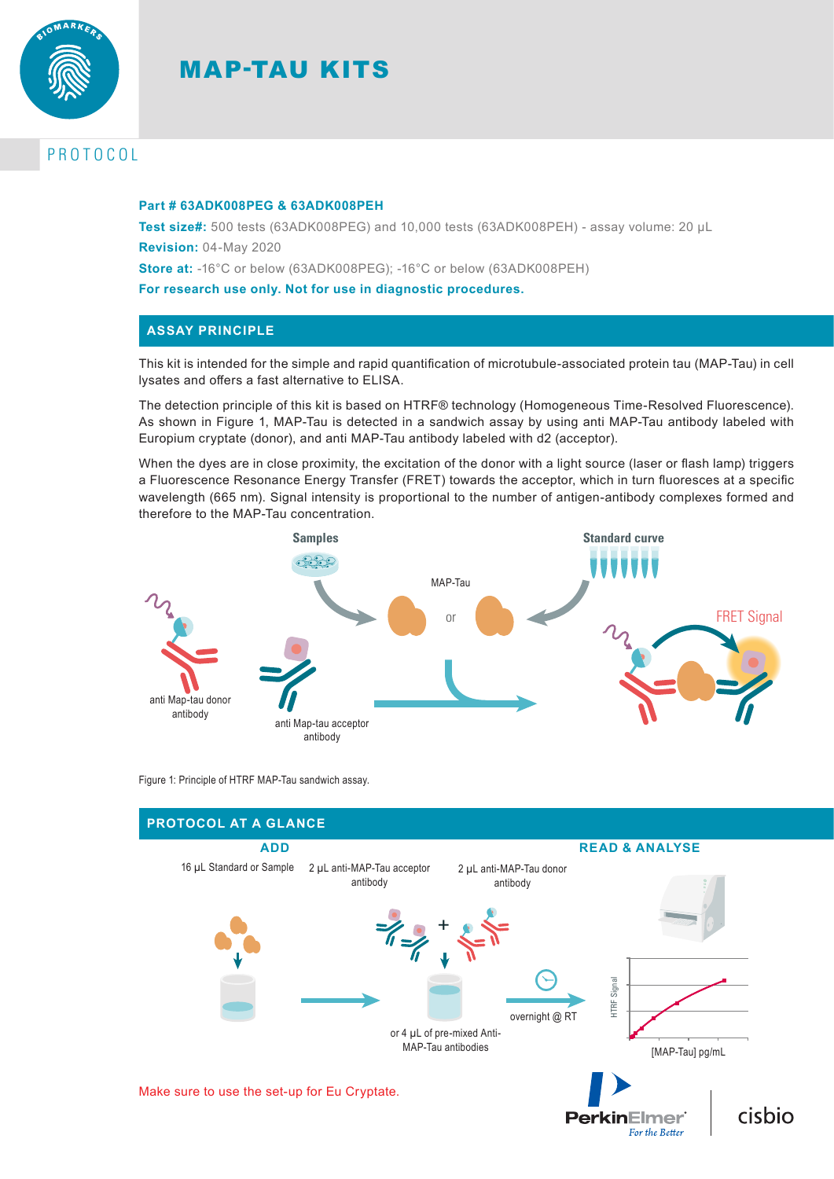# MAP-TAU KITS

PROTOCOL

**Part # 63ADK008PEG & 63ADK008PEH**

**Test size#:** 500 tests (63ADK008PEG) and 10,000 tests (63ADK008PEH) - assay volume: 20 µL

**Revision:** 04-May 2020

**Store at:** -16°C or below (63ADK008PEG); -16°C or below (63ADK008PEH)

**For research use only. Not for use in diagnostic procedures.**

## ASSAY PRINCIPLE

This kit is intended for the simple and rapid quantification of microtubule-associated protein tau (MAP-Tau) in cell lysates and offers a fast alternative to ELISA.

The detection principle of this kit is based on HTRF® technology (Homogeneous Time-Resolved Fluorescence). As shown in Figure 1, MAP-Tau is detected in a sandwich assay by using anti MAP-Tau antibody labeled with Europium cryptate (donor), and anti MAP-Tau antibody labeled with d2 (acceptor).

When the dyes are in close proximity, the excitation of the donor with a light source (laser or flash lamp) triggers a Fluorescence Resonance Energy Transfer (FRET) towards the acceptor, which in turn fluoresces at a specific wavelength (665 nm). Signal intensity is proportional to the number of antigen-antibody complexes formed and therefore to the MAP-Tau concentration.

Samples | Standard curve | MAP-Tau or | anti Map-tau donor antibody | anti Map-tau acceptor antibody | FRET Signal

Figure 1: Principle of HTRF MAP-Tau sandwich assay.

## PROTOCOL AT A GLANCE

**ADD**

16 µL Standard or Sample

2 µL anti-MAP-Tau acceptor antibody + 2 µL anti-MAP-Tau donor antibody

or 4 µL of pre-mixed Anti-MAP-Tau antibodies

overnight @ RT

**READ & ANALYSE**

HTRF Signal vs [MAP-Tau] pg/mL

Make sure to use the set-up for Eu Cryptate.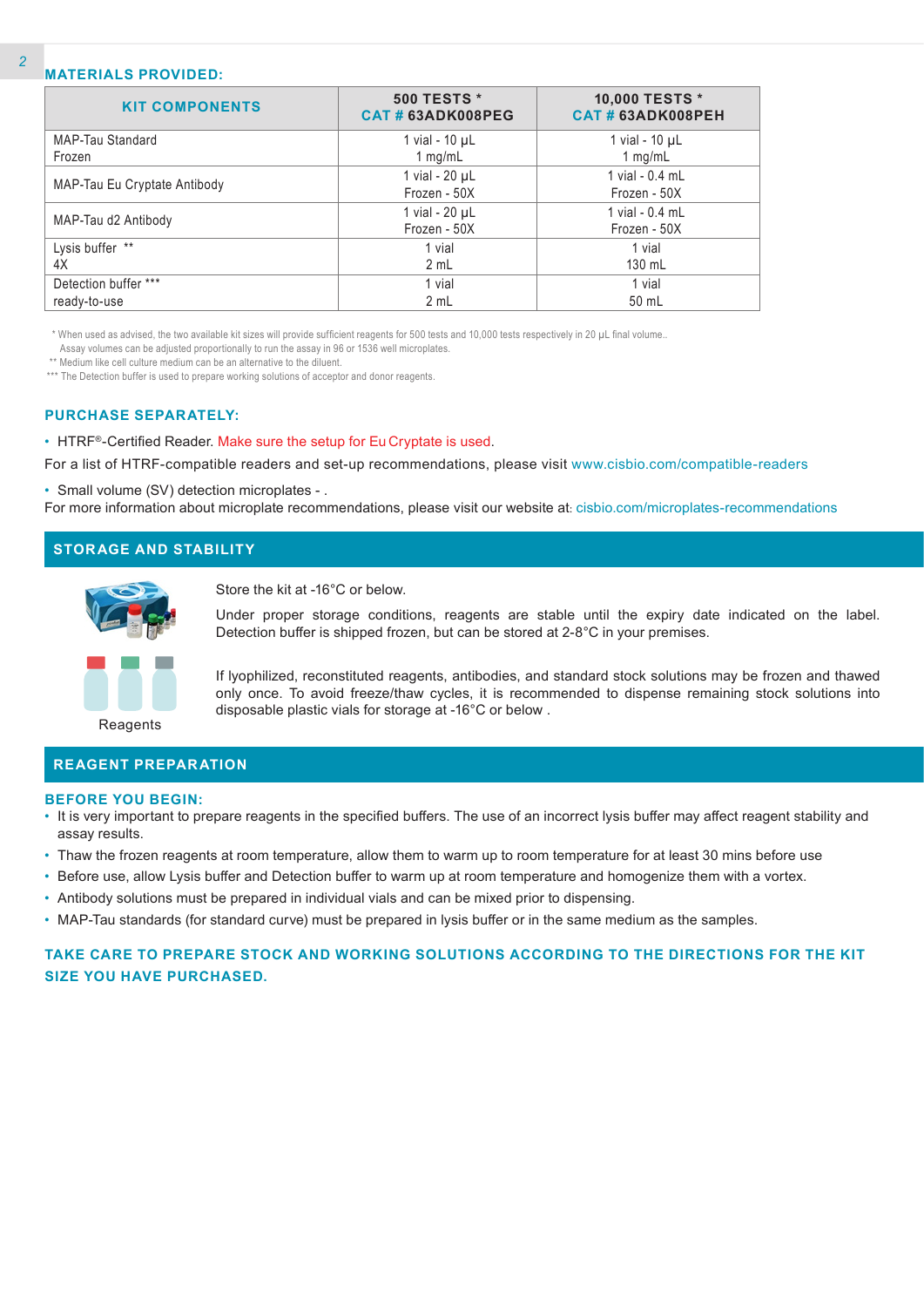## MATERIALS PROVIDED:

| KIT COMPONENTS | 500 TESTS * CAT # 63ADK008PEG | 10,000 TESTS * CAT # 63ADK008PEH |
|---|---|---|
| MAP-Tau Standard Frozen | 1 vial - 10 µL 1 mg/mL | 1 vial - 10 µL 1 mg/mL |
| MAP-Tau Eu Cryptate Antibody | 1 vial - 20 µL Frozen - 50X | 1 vial - 0.4 mL Frozen - 50X |
| MAP-Tau d2 Antibody | 1 vial - 20 µL Frozen - 50X | 1 vial - 0.4 mL Frozen - 50X |
| Lysis buffer ** 4X | 1 vial 2 mL | 1 vial 130 mL |
| Detection buffer *** ready-to-use | 1 vial 2 mL | 1 vial 50 mL |

* When used as advised, the two available kit sizes will provide sufficient reagents for 500 tests and 10,000 tests respectively in 20 µL final volume.. Assay volumes can be adjusted proportionally to run the assay in 96 or 1536 well microplates.
** Medium like cell culture medium can be an alternative to the diluent.
*** The Detection buffer is used to prepare working solutions of acceptor and donor reagents.

## PURCHASE SEPARATELY:

- HTRF®-Certified Reader. Make sure the setup for Eu Cryptate is used.

For a list of HTRF-compatible readers and set-up recommendations, please visit www.cisbio.com/compatible-readers

- Small volume (SV) detection microplates - .

For more information about microplate recommendations, please visit our website at: cisbio.com/microplates-recommendations

## STORAGE AND STABILITY

Store the kit at -16°C or below.

Under proper storage conditions, reagents are stable until the expiry date indicated on the label. Detection buffer is shipped frozen, but can be stored at 2-8°C in your premises.

If lyophilized, reconstituted reagents, antibodies, and standard stock solutions may be frozen and thawed only once. To avoid freeze/thaw cycles, it is recommended to dispense remaining stock solutions into disposable plastic vials for storage at -16°C or below .

Reagents

## REAGENT PREPARATION

### BEFORE YOU BEGIN:

- It is very important to prepare reagents in the specified buffers. The use of an incorrect lysis buffer may affect reagent stability and assay results.
- Thaw the frozen reagents at room temperature, allow them to warm up to room temperature for at least 30 mins before use
- Before use, allow Lysis buffer and Detection buffer to warm up at room temperature and homogenize them with a vortex.
- Antibody solutions must be prepared in individual vials and can be mixed prior to dispensing.
- MAP-Tau standards (for standard curve) must be prepared in lysis buffer or in the same medium as the samples.

**TAKE CARE TO PREPARE STOCK AND WORKING SOLUTIONS ACCORDING TO THE DIRECTIONS FOR THE KIT SIZE YOU HAVE PURCHASED.**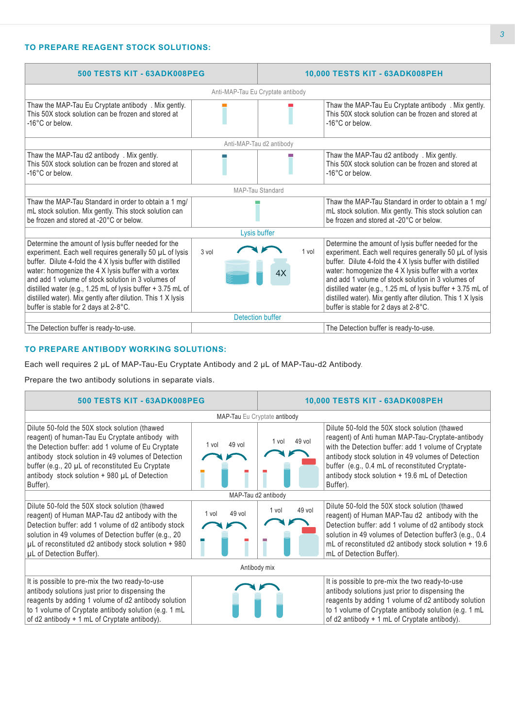### TO PREPARE REAGENT STOCK SOLUTIONS:

| 500 TESTS KIT - 63ADK008PEG | | | 10,000 TESTS KIT - 63ADK008PEH |
|---|---|---|---|
| Anti-MAP-Tau Eu Cryptate antibody | | | |
| Thaw the MAP-Tau Eu Cryptate antibody . Mix gently. This 50X stock solution can be frozen and stored at -16°C or below. | | | Thaw the MAP-Tau Eu Cryptate antibody . Mix gently. This 50X stock solution can be frozen and stored at -16°C or below. |
| Anti-MAP-Tau d2 antibody | | | |
| Thaw the MAP-Tau d2 antibody . Mix gently. This 50X stock solution can be frozen and stored at -16°C or below. | | | Thaw the MAP-Tau d2 antibody . Mix gently. This 50X stock solution can be frozen and stored at -16°C or below. |
| MAP-Tau Standard | | | |
| Thaw the MAP-Tau Standard in order to obtain a 1 mg/mL stock solution. Mix gently. This stock solution can be frozen and stored at -20°C or below. | | | Thaw the MAP-Tau Standard in order to obtain a 1 mg/mL stock solution. Mix gently. This stock solution can be frozen and stored at -20°C or below. |
| Lysis buffer | | | |
| Determine the amount of lysis buffer needed for the experiment. Each well requires generally 50 µL of lysis buffer. Dilute 4-fold the 4 X lysis buffer with distilled water: homogenize the 4 X lysis buffer with a vortex and add 1 volume of stock solution in 3 volumes of distilled water (e.g., 1.25 mL of lysis buffer + 3.75 mL of distilled water). Mix gently after dilution. This 1 X lysis buffer is stable for 2 days at 2-8°C. | 3 vol | 1 vol 4X | Determine the amount of lysis buffer needed for the experiment. Each well requires generally 50 µL of lysis buffer. Dilute 4-fold the 4 X lysis buffer with distilled water: homogenize the 4 X lysis buffer with a vortex and add 1 volume of stock solution in 3 volumes of distilled water (e.g., 1.25 mL of lysis buffer + 3.75 mL of distilled water). Mix gently after dilution. This 1 X lysis buffer is stable for 2 days at 2-8°C. |
| Detection buffer | | | |
| The Detection buffer is ready-to-use. | | | The Detection buffer is ready-to-use. |

### TO PREPARE ANTIBODY WORKING SOLUTIONS:

Each well requires 2 µL of MAP-Tau-Eu Cryptate Antibody and 2 µL of MAP-Tau-d2 Antibody.

Prepare the two antibody solutions in separate vials.

| 500 TESTS KIT - 63ADK008PEG | | | 10,000 TESTS KIT - 63ADK008PEH |
|---|---|---|---|
| MAP-Tau Eu Cryptate antibody | | | |
| Dilute 50-fold the 50X stock solution (thawed reagent) of human-Tau Eu Cryptate antibody with the Detection buffer: add 1 volume of Eu Cryptate antibody stock solution in 49 volumes of Detection buffer (e.g., 20 µL of reconstituted Eu Cryptate antibody stock solution + 980 µL of Detection Buffer). | 1 vol 49 vol | 1 vol 49 vol | Dilute 50-fold the 50X stock solution (thawed reagent) of Anti human MAP-Tau-Cryptate-antibody with the Detection buffer: add 1 volume of Cryptate antibody stock solution in 49 volumes of Detection buffer (e.g., 0.4 mL of reconstituted Cryptate-antibody stock solution + 19.6 mL of Detection Buffer). |
| MAP-Tau d2 antibody | | | |
| Dilute 50-fold the 50X stock solution (thawed reagent) of Human MAP-Tau d2 antibody with the Detection buffer: add 1 volume of d2 antibody stock solution in 49 volumes of Detection buffer (e.g., 20 µL of reconstituted d2 antibody stock solution + 980 µL of Detection Buffer). | 1 vol 49 vol | 1 vol 49 vol | Dilute 50-fold the 50X stock solution (thawed reagent) of Human MAP-Tau d2 antibody with the Detection buffer: add 1 volume of d2 antibody stock solution in 49 volumes of Detection buffer3 (e.g., 0.4 mL of reconstituted d2 antibody stock solution + 19.6 mL of Detection Buffer). |
| Antibody mix | | | |
| It is possible to pre-mix the two ready-to-use antibody solutions just prior to dispensing the reagents by adding 1 volume of d2 antibody solution to 1 volume of Cryptate antibody solution (e.g. 1 mL of d2 antibody + 1 mL of Cryptate antibody). | | | It is possible to pre-mix the two ready-to-use antibody solutions just prior to dispensing the reagents by adding 1 volume of d2 antibody solution to 1 volume of Cryptate antibody solution (e.g. 1 mL of d2 antibody + 1 mL of Cryptate antibody). |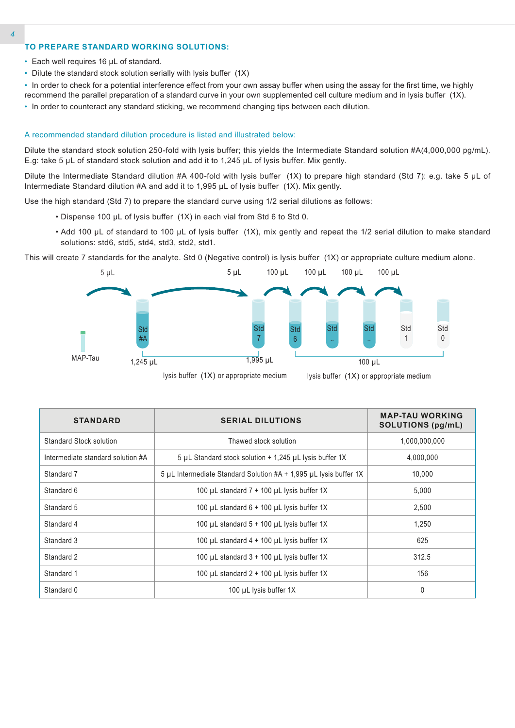## TO PREPARE STANDARD WORKING SOLUTIONS:

- Each well requires 16 µL of standard.
- Dilute the standard stock solution serially with lysis buffer (1X)
- In order to check for a potential interference effect from your own assay buffer when using the assay for the first time, we highly recommend the parallel preparation of a standard curve in your own supplemented cell culture medium and in lysis buffer (1X).
- In order to counteract any standard sticking, we recommend changing tips between each dilution.

A recommended standard dilution procedure is listed and illustrated below:

Dilute the standard stock solution 250-fold with lysis buffer; this yields the Intermediate Standard solution #A(4,000,000 pg/mL). E.g: take 5 µL of standard stock solution and add it to 1,245 µL of lysis buffer. Mix gently.

Dilute the Intermediate Standard dilution #A 400-fold with lysis buffer (1X) to prepare high standard (Std 7): e.g. take 5 µL of Intermediate Standard dilution #A and add it to 1,995 µL of lysis buffer (1X). Mix gently.

Use the high standard (Std 7) to prepare the standard curve using 1/2 serial dilutions as follows:

- Dispense 100 µL of lysis buffer (1X) in each vial from Std 6 to Std 0.
- Add 100 µL of standard to 100 µL of lysis buffer (1X), mix gently and repeat the 1/2 serial dilution to make standard solutions: std6, std5, std4, std3, std2, std1.

This will create 7 standards for the analyte. Std 0 (Negative control) is lysis buffer (1X) or appropriate culture medium alone.

5 µL | 5 µL | 100 µL | 100 µL | 100 µL | 100 µL

MAP-Tau | Std #A | Std 7 | Std 6 | Std .. | Std .. | Std 1 | Std 0

1,245 µL | 1,995 µL | 100 µL

lysis buffer (1X) or appropriate medium | lysis buffer (1X) or appropriate medium

| STANDARD | SERIAL DILUTIONS | MAP-TAU WORKING SOLUTIONS (pg/mL) |
|---|---|---|
| Standard Stock solution | Thawed stock solution | 1,000,000,000 |
| Intermediate standard solution #A | 5 µL Standard stock solution + 1,245 µL lysis buffer 1X | 4,000,000 |
| Standard 7 | 5 µL Intermediate Standard Solution #A + 1,995 µL lysis buffer 1X | 10,000 |
| Standard 6 | 100 µL standard 7 + 100 µL lysis buffer 1X | 5,000 |
| Standard 5 | 100 µL standard 6 + 100 µL lysis buffer 1X | 2,500 |
| Standard 4 | 100 µL standard 5 + 100 µL lysis buffer 1X | 1,250 |
| Standard 3 | 100 µL standard 4 + 100 µL lysis buffer 1X | 625 |
| Standard 2 | 100 µL standard 3 + 100 µL lysis buffer 1X | 312.5 |
| Standard 1 | 100 µL standard 2 + 100 µL lysis buffer 1X | 156 |
| Standard 0 | 100 µL lysis buffer 1X | 0 |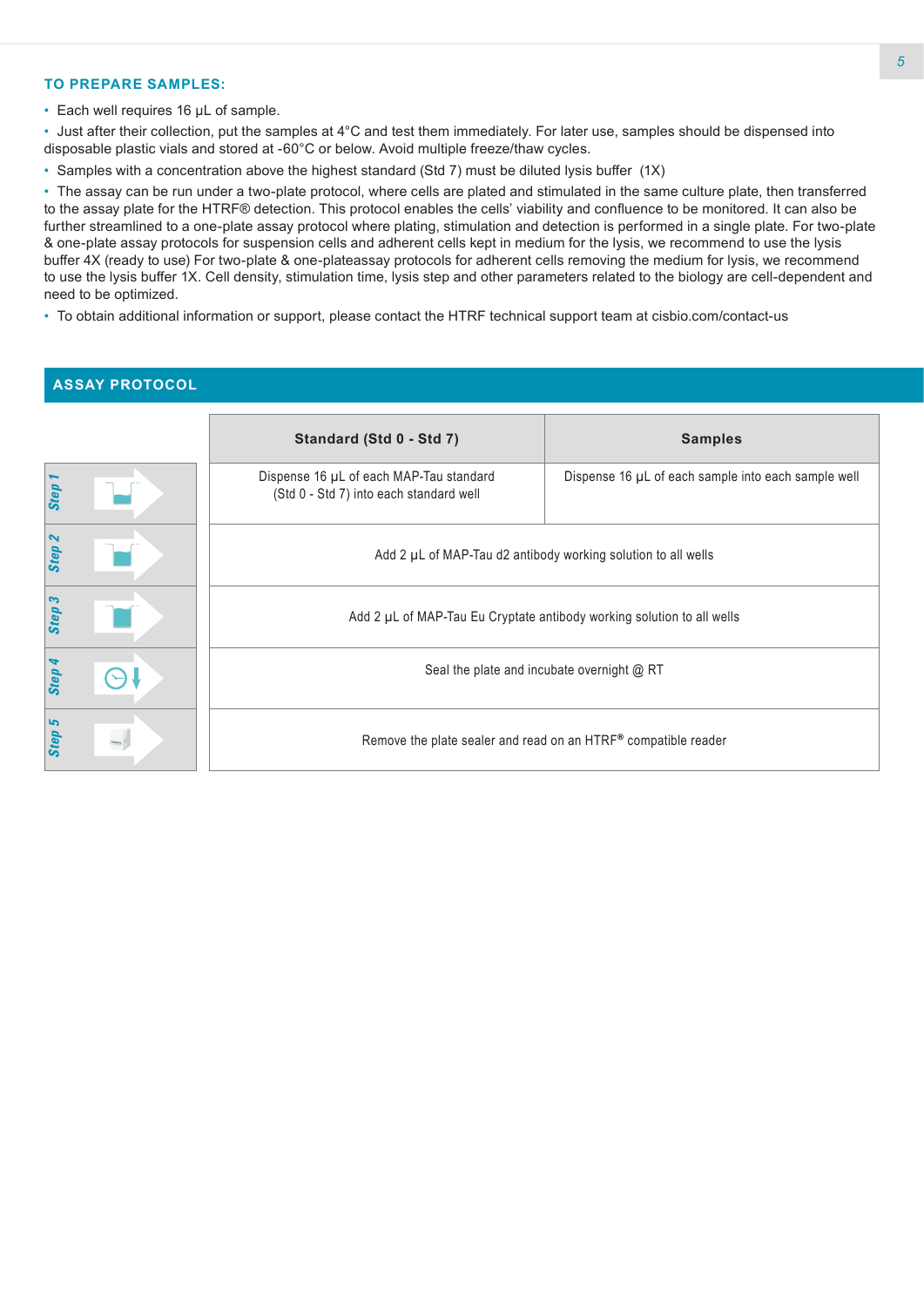## TO PREPARE SAMPLES:

- Each well requires 16 µL of sample.
- Just after their collection, put the samples at 4°C and test them immediately. For later use, samples should be dispensed into disposable plastic vials and stored at -60°C or below. Avoid multiple freeze/thaw cycles.
- Samples with a concentration above the highest standard (Std 7) must be diluted lysis buffer (1X)
- The assay can be run under a two-plate protocol, where cells are plated and stimulated in the same culture plate, then transferred to the assay plate for the HTRF® detection. This protocol enables the cells' viability and confluence to be monitored. It can also be further streamlined to a one-plate assay protocol where plating, stimulation and detection is performed in a single plate. For two-plate & one-plate assay protocols for suspension cells and adherent cells kept in medium for the lysis, we recommend to use the lysis buffer 4X (ready to use) For two-plate & one-plateassay protocols for adherent cells removing the medium for lysis, we recommend to use the lysis buffer 1X. Cell density, stimulation time, lysis step and other parameters related to the biology are cell-dependent and need to be optimized.
- To obtain additional information or support, please contact the HTRF technical support team at cisbio.com/contact-us

## ASSAY PROTOCOL

| | Standard (Std 0 - Std 7) | Samples |
|---|---|---|
| Step 1 | Dispense 16 µL of each MAP-Tau standard (Std 0 - Std 7) into each standard well | Dispense 16 µL of each sample into each sample well |
| Step 2 | Add 2 µL of MAP-Tau d2 antibody working solution to all wells | |
| Step 3 | Add 2 µL of MAP-Tau Eu Cryptate antibody working solution to all wells | |
| Step 4 | Seal the plate and incubate overnight @ RT | |
| Step 5 | Remove the plate sealer and read on an HTRF® compatible reader | |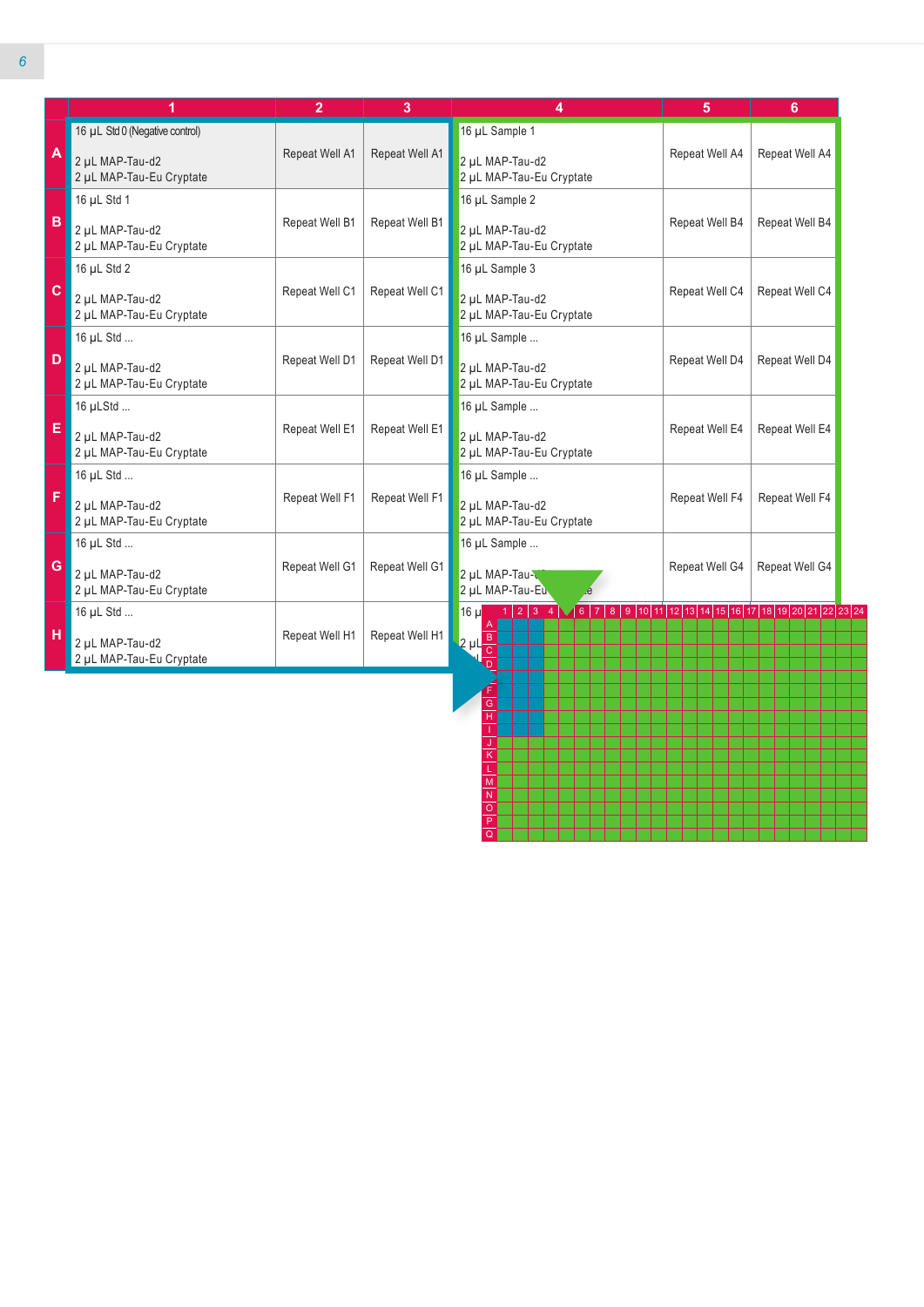| | 1 | 2 | 3 | 4 | 5 | 6 |
|---|---|---|---|---|---|---|
| A | 16 µL Std 0 (Negative control)<br><br>2 µL MAP-Tau-d2<br>2 µL MAP-Tau-Eu Cryptate | Repeat Well A1 | Repeat Well A1 | 16 µL Sample 1<br><br>2 µL MAP-Tau-d2<br>2 µL MAP-Tau-Eu Cryptate | Repeat Well A4 | Repeat Well A4 |
| B | 16 µL Std 1<br><br>2 µL MAP-Tau-d2<br>2 µL MAP-Tau-Eu Cryptate | Repeat Well B1 | Repeat Well B1 | 16 µL Sample 2<br><br>2 µL MAP-Tau-d2<br>2 µL MAP-Tau-Eu Cryptate | Repeat Well B4 | Repeat Well B4 |
| C | 16 µL Std 2<br><br>2 µL MAP-Tau-d2<br>2 µL MAP-Tau-Eu Cryptate | Repeat Well C1 | Repeat Well C1 | 16 µL Sample 3<br><br>2 µL MAP-Tau-d2<br>2 µL MAP-Tau-Eu Cryptate | Repeat Well C4 | Repeat Well C4 |
| D | 16 µL Std ...<br><br>2 µL MAP-Tau-d2<br>2 µL MAP-Tau-Eu Cryptate | Repeat Well D1 | Repeat Well D1 | 16 µL Sample ...<br><br>2 µL MAP-Tau-d2<br>2 µL MAP-Tau-Eu Cryptate | Repeat Well D4 | Repeat Well D4 |
| E | 16 µLStd ...<br><br>2 µL MAP-Tau-d2<br>2 µL MAP-Tau-Eu Cryptate | Repeat Well E1 | Repeat Well E1 | 16 µL Sample ...<br><br>2 µL MAP-Tau-d2<br>2 µL MAP-Tau-Eu Cryptate | Repeat Well E4 | Repeat Well E4 |
| F | 16 µL Std ...<br><br>2 µL MAP-Tau-d2<br>2 µL MAP-Tau-Eu Cryptate | Repeat Well F1 | Repeat Well F1 | 16 µL Sample ...<br><br>2 µL MAP-Tau-d2<br>2 µL MAP-Tau-Eu Cryptate | Repeat Well F4 | Repeat Well F4 |
| G | 16 µL Std ...<br><br>2 µL MAP-Tau-d2<br>2 µL MAP-Tau-Eu Cryptate | Repeat Well G1 | Repeat Well G1 | 16 µL Sample ...<br><br>2 µL MAP-Tau-d2<br>2 µL MAP-Tau-Eu Cryptate | Repeat Well G4 | Repeat Well G4 |
| H | 16 µL Std ...<br><br>2 µL MAP-Tau-d2<br>2 µL MAP-Tau-Eu Cryptate | Repeat Well H1 | Repeat Well H1 | 16 µL ...<br><br>2 µL ... | | |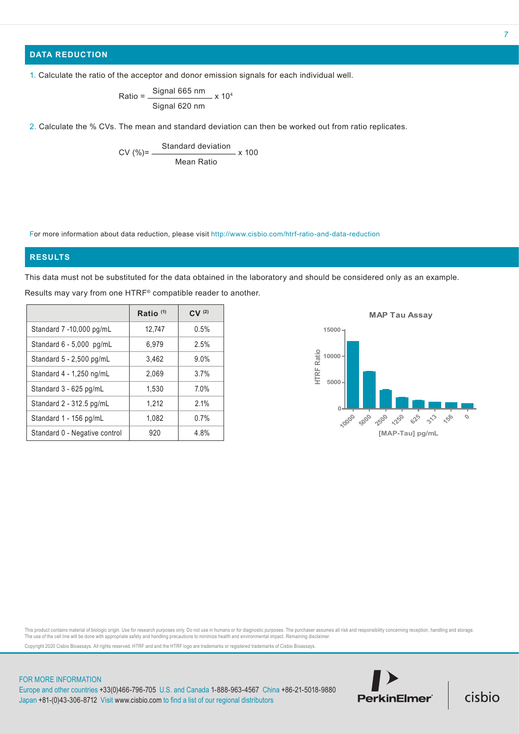## DATA REDUCTION

1. Calculate the ratio of the acceptor and donor emission signals for each individual well.

$$\text{Ratio} = \frac{\text{Signal 665 nm}}{\text{Signal 620 nm}} \times 10^4$$

2. Calculate the % CVs. The mean and standard deviation can then be worked out from ratio replicates.

$$\text{CV (\%)} = \frac{\text{Standard deviation}}{\text{Mean Ratio}} \times 100$$

For more information about data reduction, please visit http://www.cisbio.com/htrf-ratio-and-data-reduction

## RESULTS

This data must not be substituted for the data obtained in the laboratory and should be considered only as an example.

Results may vary from one HTRF® compatible reader to another.

| | Ratio (1) | CV (2) |
|---|---|---|
| Standard 7 -10,000 pg/mL | 12,747 | 0.5% |
| Standard 6 - 5,000 pg/mL | 6,979 | 2.5% |
| Standard 5 - 2,500 pg/mL | 3,462 | 9.0% |
| Standard 4 - 1,250 ng/mL | 2,069 | 3.7% |
| Standard 3 - 625 pg/mL | 1,530 | 7.0% |
| Standard 2 - 312.5 pg/mL | 1,212 | 2.1% |
| Standard 1 - 156 pg/mL | 1,082 | 0.7% |
| Standard 0 - Negative control | 920 | 4.8% |

MAP Tau Assay

HTRF Ratio

15000
10000
5000
0

10000 5000 2500 1250 625 313 156 0

[MAP-Tau] pg/mL

This product contains material of biologic origin. Use for research purposes only. Do not use in humans or for diagnostic purposes. The purchaser assumes all risk and responsibility concerning reception, handling and storage. The use of the cell line will be done with appropriate safety and handling precautions to minimize health and environmental impact. Remaining disclaimer.

Copyright 2020 Cisbio Bioassays. All rights reserved. HTRF and and the HTRF logo are trademarks or registered trademarks of Cisbio Bioassays.

FOR MORE INFORMATION

Europe and other countries +33(0)466-796-705 U.S. and Canada 1-888-963-4567 China +86-21-5018-9880
Japan +81-(0)43-306-8712 Visit www.cisbio.com to find a list of our regional distributors

PerkinElmer | cisbio